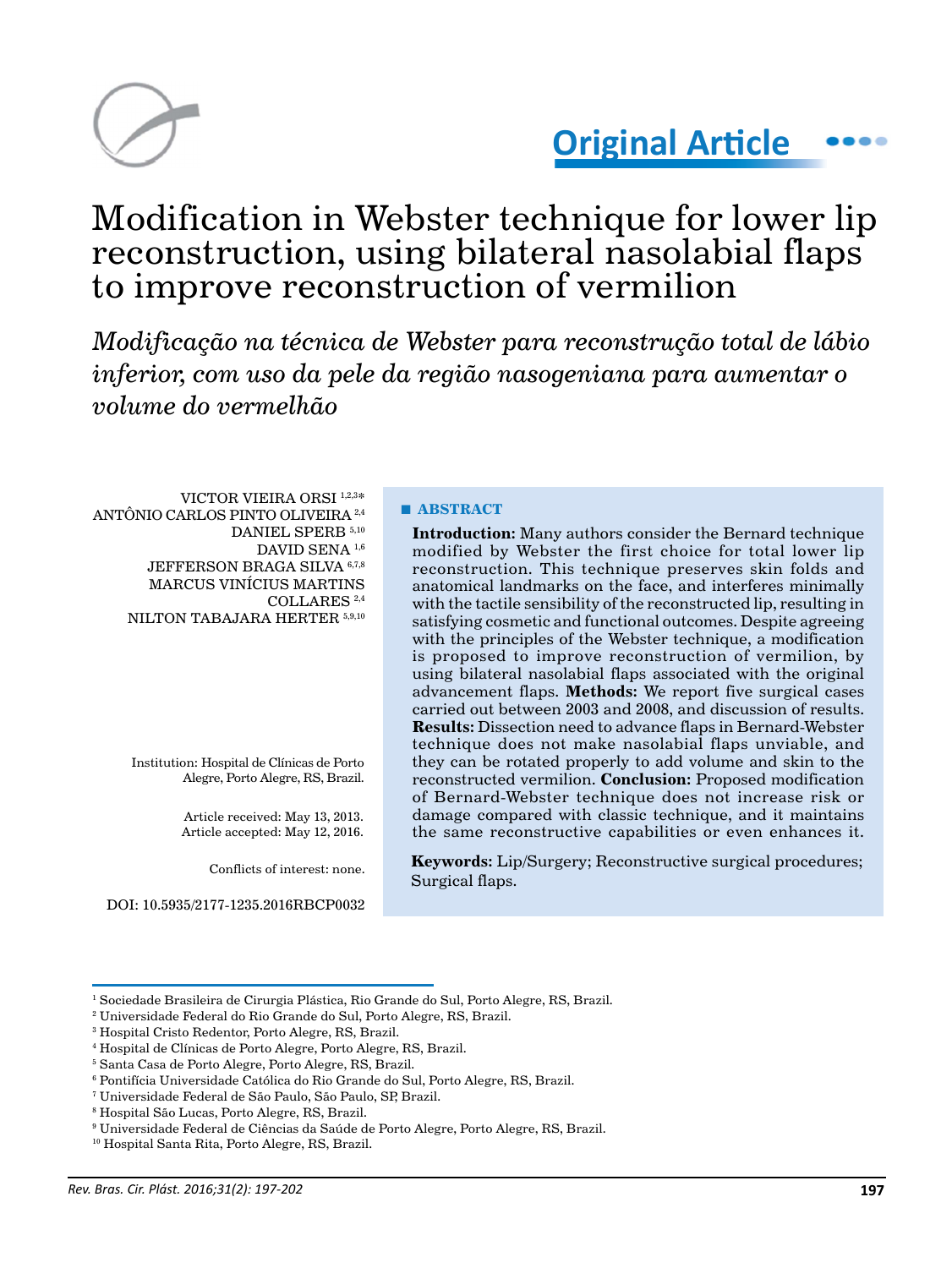Original Article

# Modification in Webster technique for lower lip reconstruction, using bilateral nasolabial flaps to improve reconstruction of vermilion

*Modificação na técnica de Webster para reconstrução total de lábio inferior, com uso da pele da região nasogeniana para aumentar o volume do vermelhão*

VICTOR VIEIRA ORSI [1,2,3]*
ANTÔNIO CARLOS PINTO OLIVEIRA [2,4]
DANIEL SPERB [5,10]
DAVID SENA [1,6]
JEFFERSON BRAGA SILVA [6,7,8]
MARCUS VINÍCIUS MARTINS COLLARES [2,4]
NILTON TABAJARA HERTER [5,9,10]

Institution: Hospital de Clínicas de Porto Alegre, Porto Alegre, RS, Brazil.

Article received: May 13, 2013.
Article accepted: May 12, 2016.

Conflicts of interest: none.

DOI: 10.5935/2177-1235.2016RBCP0032

## ABSTRACT

**Introduction:** Many authors consider the Bernard technique modified by Webster the first choice for total lower lip reconstruction. This technique preserves skin folds and anatomical landmarks on the face, and interferes minimally with the tactile sensibility of the reconstructed lip, resulting in satisfying cosmetic and functional outcomes. Despite agreeing with the principles of the Webster technique, a modification is proposed to improve reconstruction of vermilion, by using bilateral nasolabial flaps associated with the original advancement flaps. **Methods:** We report five surgical cases carried out between 2003 and 2008, and discussion of results. **Results:** Dissection need to advance flaps in Bernard-Webster technique does not make nasolabial flaps unviable, and they can be rotated properly to add volume and skin to the reconstructed vermilion. **Conclusion:** Proposed modification of Bernard-Webster technique does not increase risk or damage compared with classic technique, and it maintains the same reconstructive capabilities or even enhances it.

**Keywords:** Lip/Surgery; Reconstructive surgical procedures; Surgical flaps.

[1] Sociedade Brasileira de Cirurgia Plástica, Rio Grande do Sul, Porto Alegre, RS, Brazil.
[2] Universidade Federal do Rio Grande do Sul, Porto Alegre, RS, Brazil.
[3] Hospital Cristo Redentor, Porto Alegre, RS, Brazil.
[4] Hospital de Clínicas de Porto Alegre, Porto Alegre, RS, Brazil.
[5] Santa Casa de Porto Alegre, Porto Alegre, RS, Brazil.
[6] Pontifícia Universidade Católica do Rio Grande do Sul, Porto Alegre, RS, Brazil.
[7] Universidade Federal de São Paulo, São Paulo, SP, Brazil.
[8] Hospital São Lucas, Porto Alegre, RS, Brazil.
[9] Universidade Federal de Ciências da Saúde de Porto Alegre, Porto Alegre, RS, Brazil.
[10] Hospital Santa Rita, Porto Alegre, RS, Brazil.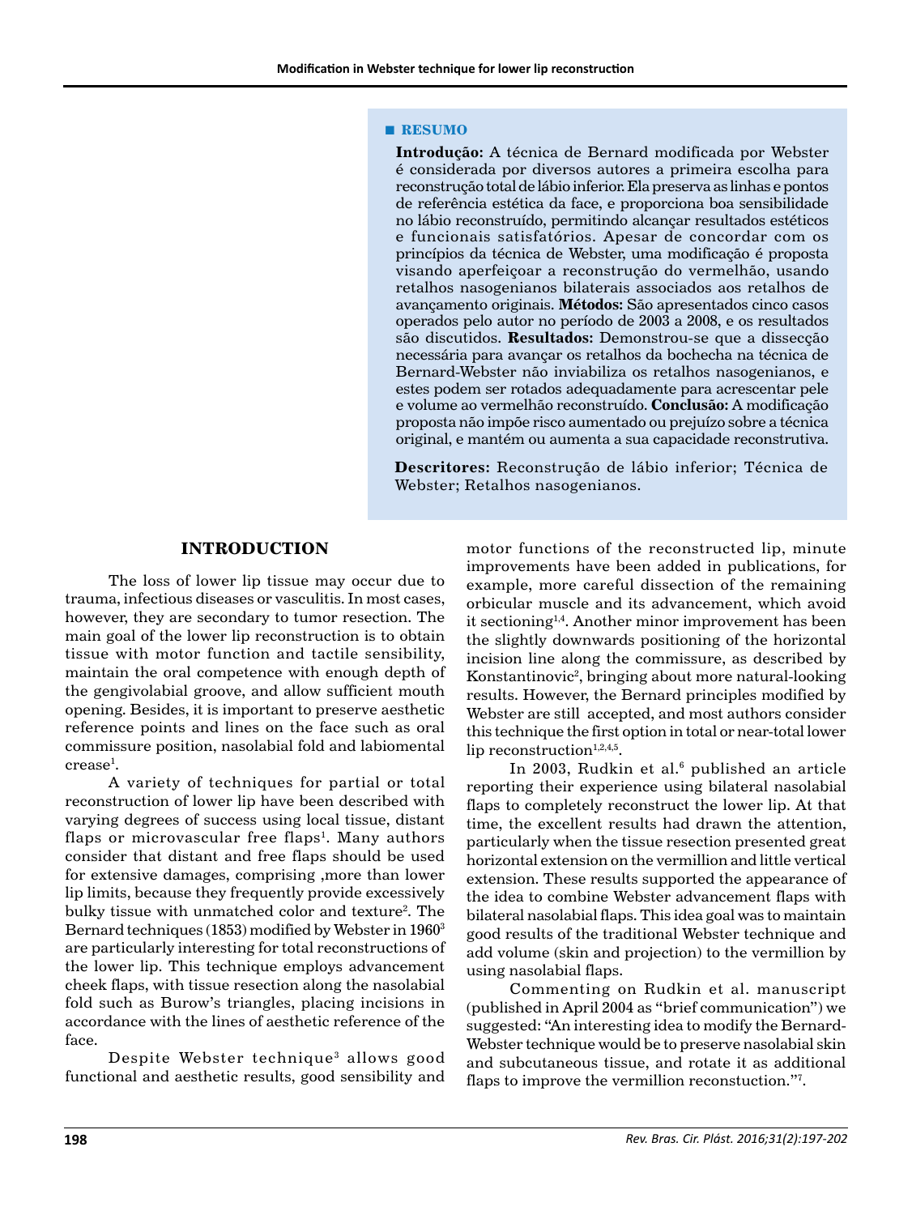## RESUMO

**Introdução:** A técnica de Bernard modificada por Webster é considerada por diversos autores a primeira escolha para reconstrução total de lábio inferior. Ela preserva as linhas e pontos de referência estética da face, e proporciona boa sensibilidade no lábio reconstruído, permitindo alcançar resultados estéticos e funcionais satisfatórios. Apesar de concordar com os princípios da técnica de Webster, uma modificação é proposta visando aperfeiçoar a reconstrução do vermelhão, usando retalhos nasogenianos bilaterais associados aos retalhos de avançamento originais. **Métodos:** São apresentados cinco casos operados pelo autor no período de 2003 a 2008, e os resultados são discutidos. **Resultados:** Demonstrou-se que a dissecção necessária para avançar os retalhos da bochecha na técnica de Bernard-Webster não inviabiliza os retalhos nasogenianos, e estes podem ser rotados adequadamente para acrescentar pele e volume ao vermelhão reconstruído. **Conclusão:** A modificação proposta não impõe risco aumentado ou prejuízo sobre a técnica original, e mantém ou aumenta a sua capacidade reconstrutiva.

**Descritores:** Reconstrução de lábio inferior; Técnica de Webster; Retalhos nasogenianos.

## INTRODUCTION

The loss of lower lip tissue may occur due to trauma, infectious diseases or vasculitis. In most cases, however, they are secondary to tumor resection. The main goal of the lower lip reconstruction is to obtain tissue with motor function and tactile sensibility, maintain the oral competence with enough depth of the gengivolabial groove, and allow sufficient mouth opening. Besides, it is important to preserve aesthetic reference points and lines on the face such as oral commissure position, nasolabial fold and labiomental crease[1].

A variety of techniques for partial or total reconstruction of lower lip have been described with varying degrees of success using local tissue, distant flaps or microvascular free flaps[1]. Many authors consider that distant and free flaps should be used for extensive damages, comprising ,more than lower lip limits, because they frequently provide excessively bulky tissue with unmatched color and texture[2]. The Bernard techniques (1853) modified by Webster in 1960[3] are particularly interesting for total reconstructions of the lower lip. This technique employs advancement cheek flaps, with tissue resection along the nasolabial fold such as Burow's triangles, placing incisions in accordance with the lines of aesthetic reference of the face.

Despite Webster technique[3] allows good functional and aesthetic results, good sensibility and motor functions of the reconstructed lip, minute improvements have been added in publications, for example, more careful dissection of the remaining orbicular muscle and its advancement, which avoid it sectioning[1,4]. Another minor improvement has been the slightly downwards positioning of the horizontal incision line along the commissure, as described by Konstantinovic[2], bringing about more natural-looking results. However, the Bernard principles modified by Webster are still accepted, and most authors consider this technique the first option in total or near-total lower lip reconstruction[1,2,4,5].

In 2003, Rudkin et al.[6] published an article reporting their experience using bilateral nasolabial flaps to completely reconstruct the lower lip. At that time, the excellent results had drawn the attention, particularly when the tissue resection presented great horizontal extension on the vermillion and little vertical extension. These results supported the appearance of the idea to combine Webster advancement flaps with bilateral nasolabial flaps. This idea goal was to maintain good results of the traditional Webster technique and add volume (skin and projection) to the vermillion by using nasolabial flaps.

Commenting on Rudkin et al. manuscript (published in April 2004 as "brief communication") we suggested: "An interesting idea to modify the Bernard-Webster technique would be to preserve nasolabial skin and subcutaneous tissue, and rotate it as additional flaps to improve the vermillion reconstuction."[7].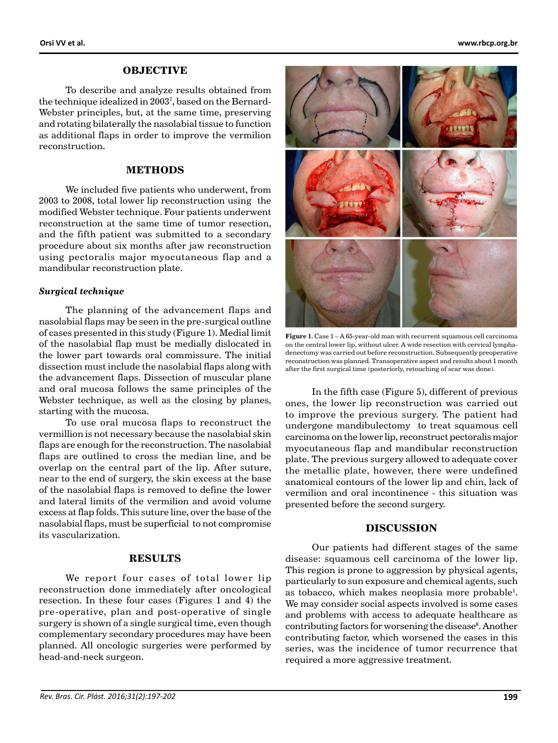## OBJECTIVE

To describe and analyze results obtained from the technique idealized in 2003[7], based on the Bernard-Webster principles, but, at the same time, preserving and rotating bilaterally the nasolabial tissue to function as additional flaps in order to improve the vermilion reconstruction.

## METHODS

We included five patients who underwent, from 2003 to 2008, total lower lip reconstruction using the modified Webster technique. Four patients underwent reconstruction at the same time of tumor resection, and the fifth patient was submitted to a secondary procedure about six months after jaw reconstruction using pectoralis major myocutaneous flap and a mandibular reconstruction plate.

### *Surgical technique*

The planning of the advancement flaps and nasolabial flaps may be seen in the pre-surgical outline of cases presented in this study (Figure 1). Medial limit of the nasolabial flap must be medially dislocated in the lower part towards oral commissure. The initial dissection must include the nasolabial flaps along with the advancement flaps. Dissection of muscular plane and oral mucosa follows the same principles of the Webster technique, as well as the closing by planes, starting with the mucosa.

To use oral mucosa flaps to reconstruct the vermillion is not necessary because the nasolabial skin flaps are enough for the reconstruction. The nasolabial flaps are outlined to cross the median line, and be overlap on the central part of the lip. After suture, near to the end of surgery, the skin excess at the base of the nasolabial flaps is removed to define the lower and lateral limits of the vermilion and avoid volume excess at flap folds. This suture line, over the base of the nasolabial flaps, must be superficial to not compromise its vascularization.

## RESULTS

We report four cases of total lower lip reconstruction done immediately after oncological resection. In these four cases (Figures 1 and 4) the pre-operative, plan and post-operative of single surgery is shown of a single surgical time, even though complementary secondary procedures may have been planned. All oncologic surgeries were performed by head-and-neck surgeon.

**Figure 1.** Case 1 – A 65-year-old man with recurrent squamous cell carcinoma on the central lower lip, without ulcer. A wide resection with cervical lymphadenectomy was carried out before reconstruction. Subsequently preoperative reconstruction was planned. Transoperative aspect and results about 1 month after the first surgical time (posteriorly, retouching of scar was done).

In the fifth case (Figure 5), different of previous ones, the lower lip reconstruction was carried out to improve the previous surgery. The patient had undergone mandibulectomy to treat squamous cell carcinoma on the lower lip, reconstruct pectoralis major myocutaneous flap and mandibular reconstruction plate. The previous surgery allowed to adequate cover the metallic plate, however, there were undefined anatomical contours of the lower lip and chin, lack of vermilion and oral incontinence - this situation was presented before the second surgery.

## DISCUSSION

Our patients had different stages of the same disease: squamous cell carcinoma of the lower lip. This region is prone to aggression by physical agents, particularly to sun exposure and chemical agents, such as tobacco, which makes neoplasia more probable[1]. We may consider social aspects involved is some cases and problems with access to adequate healthcare as contributing factors for worsening the disease[8]. Another contributing factor, which worsened the cases in this series, was the incidence of tumor recurrence that required a more aggressive treatment.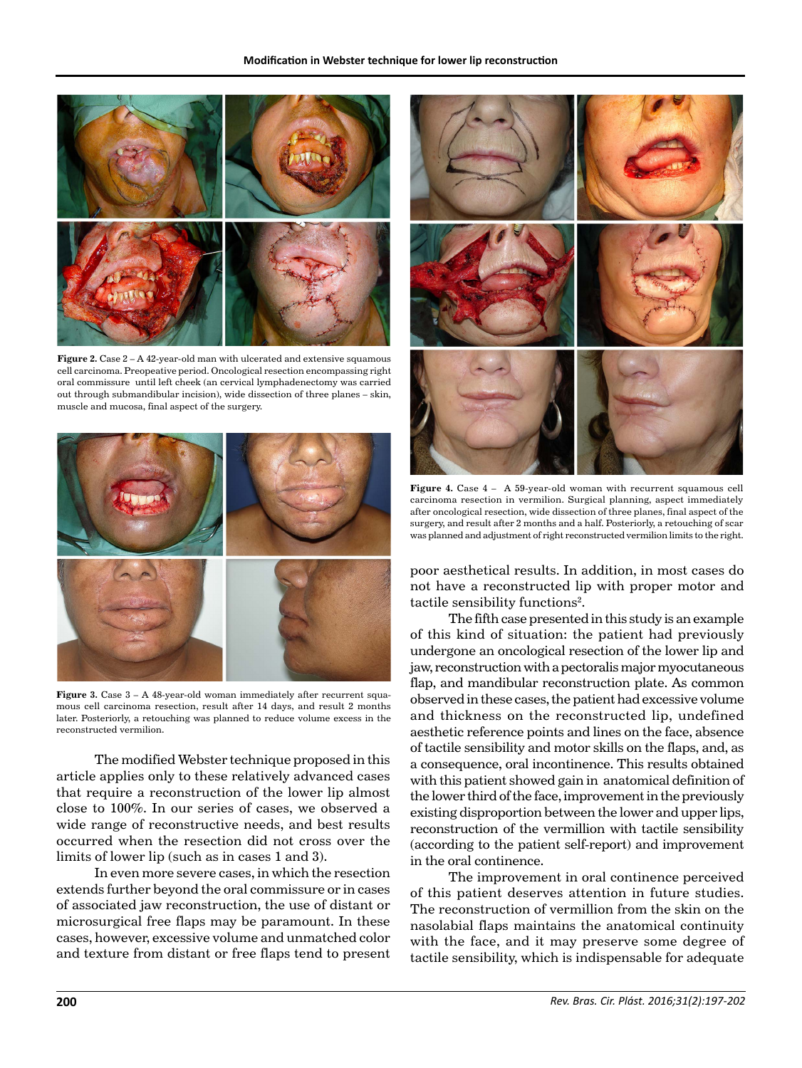Figure 2. Case 2 – A 42-year-old man with ulcerated and extensive squamous cell carcinoma. Preopeative period. Oncological resection encompassing right oral commissure until left cheek (an cervical lymphadenectomy was carried out through submandibular incision), wide dissection of three planes – skin, muscle and mucosa, final aspect of the surgery.

Figure 3. Case 3 – A 48-year-old woman immediately after recurrent squamous cell carcinoma resection, result after 14 days, and result 2 months later. Posteriorly, a retouching was planned to reduce volume excess in the reconstructed vermilion.

The modified Webster technique proposed in this article applies only to these relatively advanced cases that require a reconstruction of the lower lip almost close to 100%. In our series of cases, we observed a wide range of reconstructive needs, and best results occurred when the resection did not cross over the limits of lower lip (such as in cases 1 and 3).

In even more severe cases, in which the resection extends further beyond the oral commissure or in cases of associated jaw reconstruction, the use of distant or microsurgical free flaps may be paramount. In these cases, however, excessive volume and unmatched color and texture from distant or free flaps tend to present poor aesthetical results. In addition, in most cases do not have a reconstructed lip with proper motor and tactile sensibility functions[2].

Figure 4. Case 4 – A 59-year-old woman with recurrent squamous cell carcinoma resection in vermilion. Surgical planning, aspect immediately after oncological resection, wide dissection of three planes, final aspect of the surgery, and result after 2 months and a half. Posteriorly, a retouching of scar was planned and adjustment of right reconstructed vermilion limits to the right.

The fifth case presented in this study is an example of this kind of situation: the patient had previously undergone an oncological resection of the lower lip and jaw, reconstruction with a pectoralis major myocutaneous flap, and mandibular reconstruction plate. As common observed in these cases, the patient had excessive volume and thickness on the reconstructed lip, undefined aesthetic reference points and lines on the face, absence of tactile sensibility and motor skills on the flaps, and, as a consequence, oral incontinence. This results obtained with this patient showed gain in anatomical definition of the lower third of the face, improvement in the previously existing disproportion between the lower and upper lips, reconstruction of the vermillion with tactile sensibility (according to the patient self-report) and improvement in the oral continence.

The improvement in oral continence perceived of this patient deserves attention in future studies. The reconstruction of vermillion from the skin on the nasolabial flaps maintains the anatomical continuity with the face, and it may preserve some degree of tactile sensibility, which is indispensable for adequate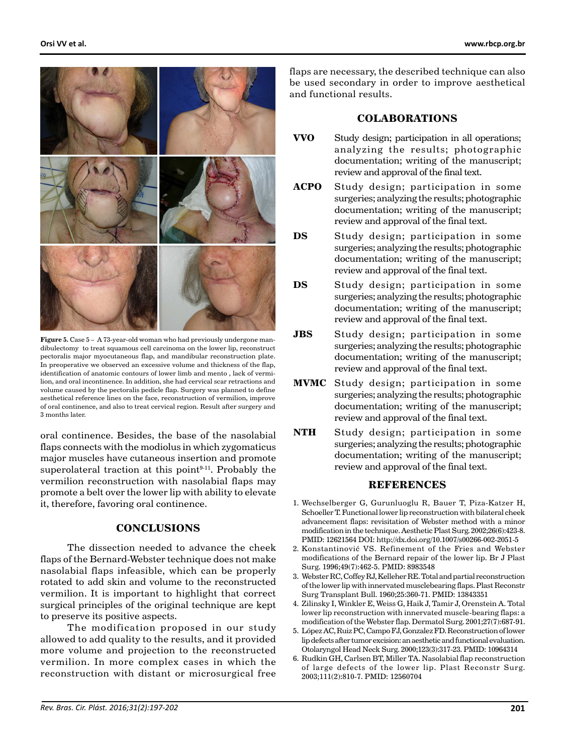**Figure 5.** Case 5 – A 73-year-old woman who had previously undergone mandibulectomy to treat squamous cell carcinoma on the lower lip, reconstruct pectoralis major myocutaneous flap, and mandibular reconstruction plate. In preoperative we observed an excessive volume and thickness of the flap, identification of anatomic contours of lower limb and mento , lack of vermilion, and oral incontinence. In addition, she had cervical scar retractions and volume caused by the pectoralis pedicle flap. Surgery was planned to define aesthetical reference lines on the face, reconstruction of vermilion, improve of oral continence, and also to treat cervical region. Result after surgery and 3 months later.

oral continence. Besides, the base of the nasolabial flaps connects with the modiolus in which zygomaticus major muscles have cutaneous insertion and promote superolateral traction at this point[9-11]. Probably the vermilion reconstruction with nasolabial flaps may promote a belt over the lower lip with ability to elevate it, therefore, favoring oral continence.

## CONCLUSIONS

The dissection needed to advance the cheek flaps of the Bernard-Webster technique does not make nasolabial flaps infeasible, which can be properly rotated to add skin and volume to the reconstructed vermilion. It is important to highlight that correct surgical principles of the original technique are kept to preserve its positive aspects.

The modification proposed in our study allowed to add quality to the results, and it provided more volume and projection to the reconstructed vermilion. In more complex cases in which the reconstruction with distant or microsurgical free flaps are necessary, the described technique can also be used secondary in order to improve aesthetical and functional results.

## COLABORATIONS

**VVO** Study design; participation in all operations; analyzing the results; photographic documentation; writing of the manuscript; review and approval of the final text.

**ACPO** Study design; participation in some surgeries; analyzing the results; photographic documentation; writing of the manuscript; review and approval of the final text.

**DS** Study design; participation in some surgeries; analyzing the results; photographic documentation; writing of the manuscript; review and approval of the final text.

**DS** Study design; participation in some surgeries; analyzing the results; photographic documentation; writing of the manuscript; review and approval of the final text.

**JBS** Study design; participation in some surgeries; analyzing the results; photographic documentation; writing of the manuscript; review and approval of the final text.

**MVMC** Study design; participation in some surgeries; analyzing the results; photographic documentation; writing of the manuscript; review and approval of the final text.

**NTH** Study design; participation in some surgeries; analyzing the results; photographic documentation; writing of the manuscript; review and approval of the final text.

## REFERENCES

1. Wechselberger G, Gurunluoglu R, Bauer T, Piza-Katzer H, Schoeller T. Functional lower lip reconstruction with bilateral cheek advancement flaps: revisitation of Webster method with a minor modification in the technique. Aesthetic Plast Surg. 2002;26(6):423-8. PMID: 12621564 DOI: http://dx.doi.org/10.1007/s00266-002-2051-5
2. Konstantinović VS. Refinement of the Fries and Webster modifications of the Bernard repair of the lower lip. Br J Plast Surg. 1996;49(7):462-5. PMID: 8983548
3. Webster RC, Coffey RJ, Kelleher RE. Total and partial reconstruction of the lower lip with innervated musclebearing flaps. Plast Reconstr Surg Transplant Bull. 1960;25:360-71. PMID: 13843351
4. Zilinsky I, Winkler E, Weiss G, Haik J, Tamir J, Orenstein A. Total lower lip reconstruction with innervated muscle-bearing flaps: a modification of the Webster flap. Dermatol Surg. 2001;27(7):687-91.
5. López AC, Ruiz PC, Campo FJ, Gonzalez FD. Reconstruction of lower lip defects after tumor excision: an aesthetic and functional evaluation. Otolaryngol Head Neck Surg. 2000;123(3):317-23. PMID: 10964314
6. Rudkin GH, Carlsen BT, Miller TA. Nasolabial flap reconstruction of large defects of the lower lip. Plast Reconstr Surg. 2003;111(2):810-7. PMID: 12560704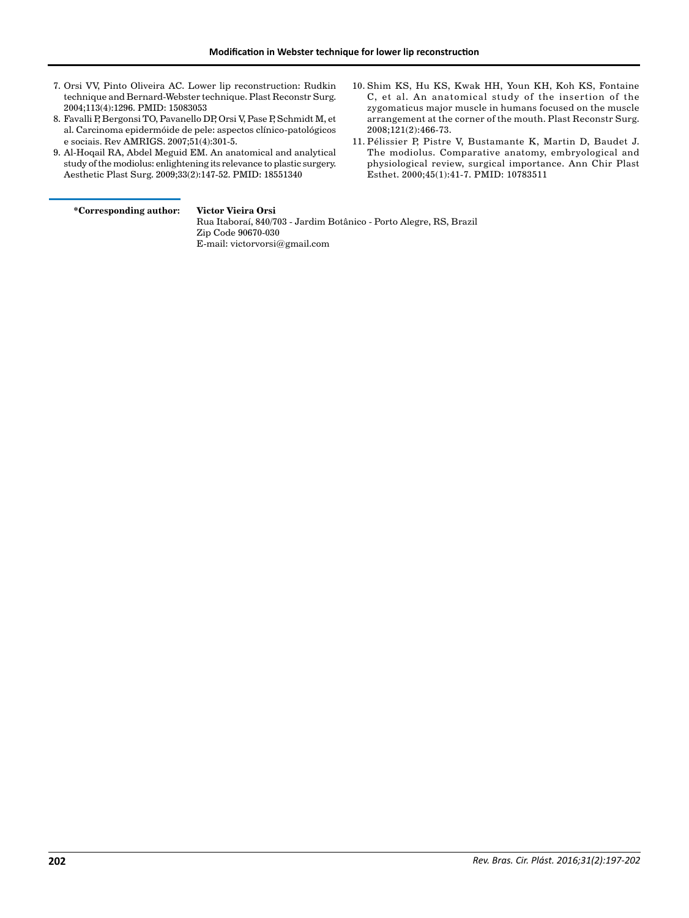7. Orsi VV, Pinto Oliveira AC. Lower lip reconstruction: Rudkin technique and Bernard-Webster technique. Plast Reconstr Surg. 2004;113(4):1296. PMID: 15083053
8. Favalli P, Bergonsi TO, Pavanello DP, Orsi V, Pase P, Schmidt M, et al. Carcinoma epidermóide de pele: aspectos clínico-patológicos e sociais. Rev AMRIGS. 2007;51(4):301-5.
9. Al-Hoqail RA, Abdel Meguid EM. An anatomical and analytical study of the modiolus: enlightening its relevance to plastic surgery. Aesthetic Plast Surg. 2009;33(2):147-52. PMID: 18551340
10. Shim KS, Hu KS, Kwak HH, Youn KH, Koh KS, Fontaine C, et al. An anatomical study of the insertion of the zygomaticus major muscle in humans focused on the muscle arrangement at the corner of the mouth. Plast Reconstr Surg. 2008;121(2):466-73.
11. Pélissier P, Pistre V, Bustamante K, Martin D, Baudet J. The modiolus. Comparative anatomy, embryological and physiological review, surgical importance. Ann Chir Plast Esthet. 2000;45(1):41-7. PMID: 10783511

**\*Corresponding author:** **Victor Vieira Orsi**
Rua Itaboraí, 840/703 - Jardim Botânico - Porto Alegre, RS, Brazil
Zip Code 90670-030
E-mail: victorvorsi@gmail.com